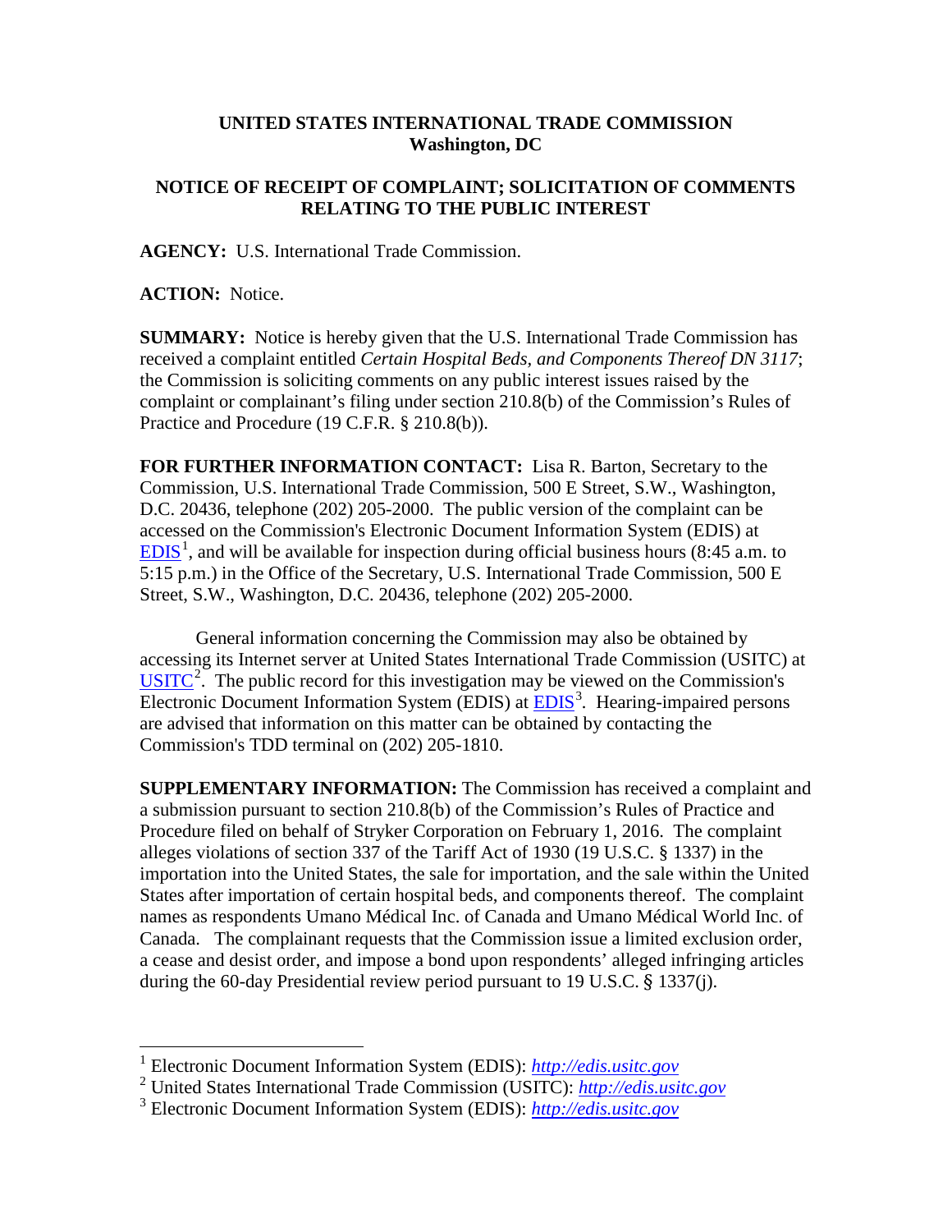**UNITED STATES INTERNATIONAL TRADE COMMISSION**
**Washington, DC**

**NOTICE OF RECEIPT OF COMPLAINT; SOLICITATION OF COMMENTS RELATING TO THE PUBLIC INTEREST**

**AGENCY:** U.S. International Trade Commission.

**ACTION:** Notice.

**SUMMARY:** Notice is hereby given that the U.S. International Trade Commission has received a complaint entitled *Certain Hospital Beds, and Components Thereof DN 3117*; the Commission is soliciting comments on any public interest issues raised by the complaint or complainant's filing under section 210.8(b) of the Commission's Rules of Practice and Procedure (19 C.F.R. § 210.8(b)).

**FOR FURTHER INFORMATION CONTACT:** Lisa R. Barton, Secretary to the Commission, U.S. International Trade Commission, 500 E Street, S.W., Washington, D.C. 20436, telephone (202) 205-2000. The public version of the complaint can be accessed on the Commission's Electronic Document Information System (EDIS) at EDIS[1], and will be available for inspection during official business hours (8:45 a.m. to 5:15 p.m.) in the Office of the Secretary, U.S. International Trade Commission, 500 E Street, S.W., Washington, D.C. 20436, telephone (202) 205-2000.

General information concerning the Commission may also be obtained by accessing its Internet server at United States International Trade Commission (USITC) at USITC[2]. The public record for this investigation may be viewed on the Commission's Electronic Document Information System (EDIS) at EDIS[3]. Hearing-impaired persons are advised that information on this matter can be obtained by contacting the Commission's TDD terminal on (202) 205-1810.

**SUPPLEMENTARY INFORMATION:** The Commission has received a complaint and a submission pursuant to section 210.8(b) of the Commission's Rules of Practice and Procedure filed on behalf of Stryker Corporation on February 1, 2016. The complaint alleges violations of section 337 of the Tariff Act of 1930 (19 U.S.C. § 1337) in the importation into the United States, the sale for importation, and the sale within the United States after importation of certain hospital beds, and components thereof. The complaint names as respondents Umano Médical Inc. of Canada and Umano Médical World Inc. of Canada. The complainant requests that the Commission issue a limited exclusion order, a cease and desist order, and impose a bond upon respondents' alleged infringing articles during the 60-day Presidential review period pursuant to 19 U.S.C. § 1337(j).

---

[1] Electronic Document Information System (EDIS): *http://edis.usitc.gov*

[2] United States International Trade Commission (USITC): *http://edis.usitc.gov*

[3] Electronic Document Information System (EDIS): *http://edis.usitc.gov*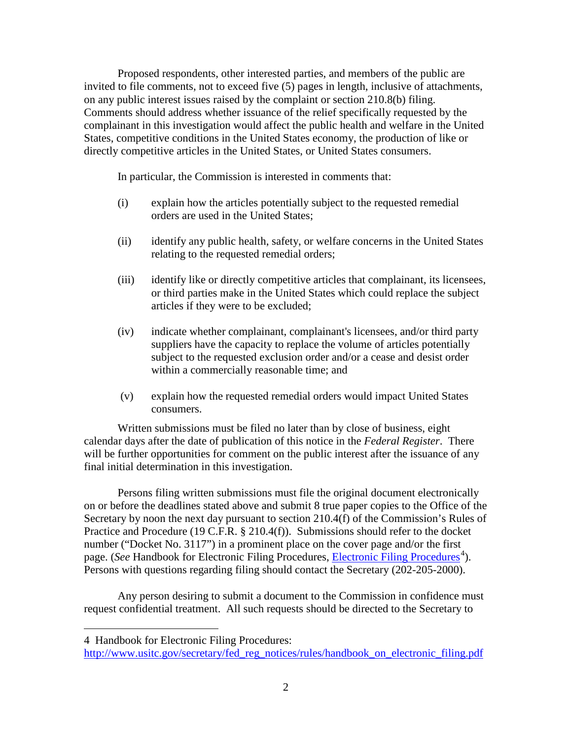Proposed respondents, other interested parties, and members of the public are invited to file comments, not to exceed five (5) pages in length, inclusive of attachments, on any public interest issues raised by the complaint or section 210.8(b) filing. Comments should address whether issuance of the relief specifically requested by the complainant in this investigation would affect the public health and welfare in the United States, competitive conditions in the United States economy, the production of like or directly competitive articles in the United States, or United States consumers.

In particular, the Commission is interested in comments that:

(i) explain how the articles potentially subject to the requested remedial orders are used in the United States;

(ii) identify any public health, safety, or welfare concerns in the United States relating to the requested remedial orders;

(iii) identify like or directly competitive articles that complainant, its licensees, or third parties make in the United States which could replace the subject articles if they were to be excluded;

(iv) indicate whether complainant, complainant's licensees, and/or third party suppliers have the capacity to replace the volume of articles potentially subject to the requested exclusion order and/or a cease and desist order within a commercially reasonable time; and

(v) explain how the requested remedial orders would impact United States consumers.

Written submissions must be filed no later than by close of business, eight calendar days after the date of publication of this notice in the *Federal Register*. There will be further opportunities for comment on the public interest after the issuance of any final initial determination in this investigation.

Persons filing written submissions must file the original document electronically on or before the deadlines stated above and submit 8 true paper copies to the Office of the Secretary by noon the next day pursuant to section 210.4(f) of the Commission's Rules of Practice and Procedure (19 C.F.R. § 210.4(f)). Submissions should refer to the docket number ("Docket No. 3117") in a prominent place on the cover page and/or the first page. (*See* Handbook for Electronic Filing Procedures, Electronic Filing Procedures[4]). Persons with questions regarding filing should contact the Secretary (202-205-2000).

Any person desiring to submit a document to the Commission in confidence must request confidential treatment. All such requests should be directed to the Secretary to

---

4 Handbook for Electronic Filing Procedures: http://www.usitc.gov/secretary/fed_reg_notices/rules/handbook_on_electronic_filing.pdf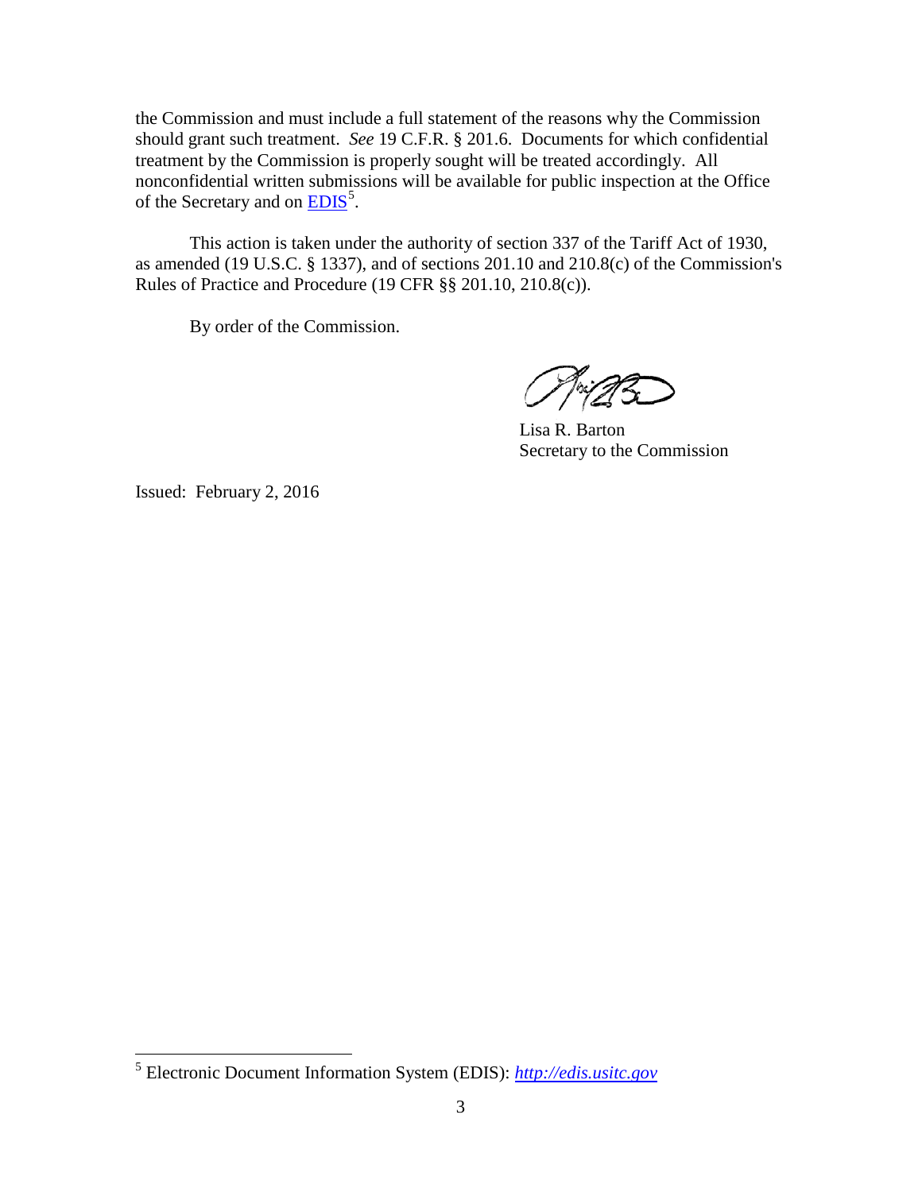the Commission and must include a full statement of the reasons why the Commission should grant such treatment. *See* 19 C.F.R. § 201.6. Documents for which confidential treatment by the Commission is properly sought will be treated accordingly. All nonconfidential written submissions will be available for public inspection at the Office of the Secretary and on EDIS[5].

This action is taken under the authority of section 337 of the Tariff Act of 1930, as amended (19 U.S.C. § 1337), and of sections 201.10 and 210.8(c) of the Commission's Rules of Practice and Procedure (19 CFR §§ 201.10, 210.8(c)).

By order of the Commission.

Lisa R. Barton
Secretary to the Commission

Issued: February 2, 2016

---

[5] Electronic Document Information System (EDIS): *http://edis.usitc.gov*